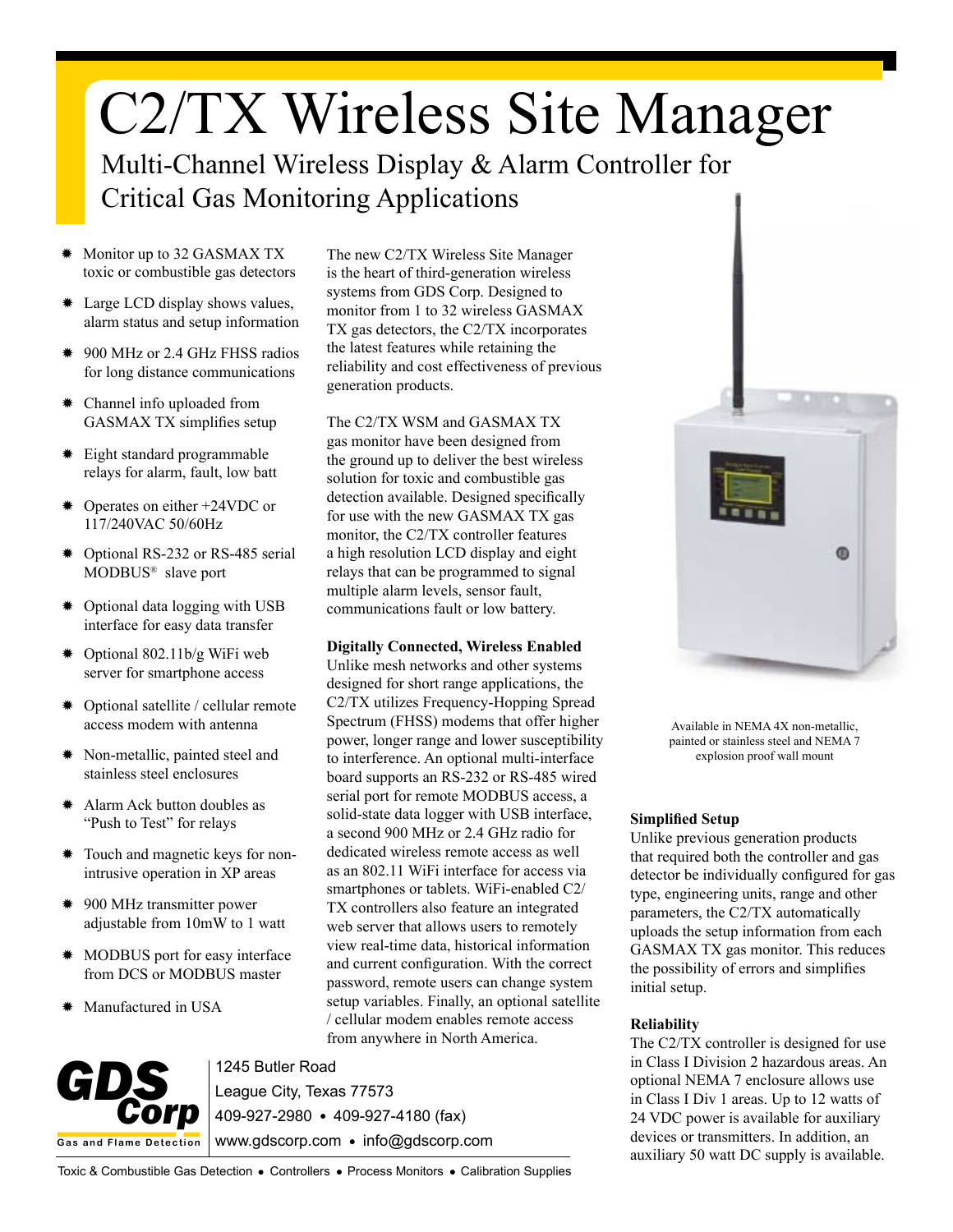# C2/TX Wireless Site Manager

## Multi-Channel Wireless Display & Alarm Controller for Critical Gas Monitoring Applications

- Monitor up to 32 GASMAX TX toxic or combustible gas detectors
- Large LCD display shows values, alarm status and setup information
- 900 MHz or 2.4 GHz FHSS radios for long distance communications
- Channel info uploaded from GASMAX TX simplifies setup
- Eight standard programmable relays for alarm, fault, low batt
- Operates on either +24VDC or 117/240VAC 50/60Hz
- Optional RS-232 or RS-485 serial MODBUS® slave port
- Optional data logging with USB interface for easy data transfer
- Optional 802.11b/g WiFi web server for smartphone access
- Optional satellite / cellular remote access modem with antenna
- Non-metallic, painted steel and stainless steel enclosures
- Alarm Ack button doubles as "Push to Test" for relays
- Touch and magnetic keys for non-intrusive operation in XP areas
- 900 MHz transmitter power adjustable from 10mW to 1 watt
- MODBUS port for easy interface from DCS or MODBUS master
- Manufactured in USA

The new C2/TX Wireless Site Manager is the heart of third-generation wireless systems from GDS Corp. Designed to monitor from 1 to 32 wireless GASMAX TX gas detectors, the C2/TX incorporates the latest features while retaining the reliability and cost effectiveness of previous generation products.

The C2/TX WSM and GASMAX TX gas monitor have been designed from the ground up to deliver the best wireless solution for toxic and combustible gas detection available. Designed specifically for use with the new GASMAX TX gas monitor, the C2/TX controller features a high resolution LCD display and eight relays that can be programmed to signal multiple alarm levels, sensor fault, communications fault or low battery.

**Digitally Connected, Wireless Enabled**

Unlike mesh networks and other systems designed for short range applications, the C2/TX utilizes Frequency-Hopping Spread Spectrum (FHSS) modems that offer higher power, longer range and lower susceptibility to interference. An optional multi-interface board supports an RS-232 or RS-485 wired serial port for remote MODBUS access, a solid-state data logger with USB interface, a second 900 MHz or 2.4 GHz radio for dedicated wireless remote access as well as an 802.11 WiFi interface for access via smartphones or tablets. WiFi-enabled C2/TX controllers also feature an integrated web server that allows users to remotely view real-time data, historical information and current configuration. With the correct password, remote users can change system setup variables. Finally, an optional satellite / cellular modem enables remote access from anywhere in North America.

Available in NEMA 4X non-metallic, painted or stainless steel and NEMA 7 explosion proof wall mount

**Simplified Setup**

Unlike previous generation products that required both the controller and gas detector be individually configured for gas type, engineering units, range and other parameters, the C2/TX automatically uploads the setup information from each GASMAX TX gas monitor. This reduces the possibility of errors and simplifies initial setup.

**Reliability**

The C2/TX controller is designed for use in Class I Division 2 hazardous areas. An optional NEMA 7 enclosure allows use in Class I Div 1 areas. Up to 12 watts of 24 VDC power is available for auxiliary devices or transmitters. In addition, an auxiliary 50 watt DC supply is available.

GDS Corp
Gas and Flame Detection

1245 Butler Road
League City, Texas 77573
409-927-2980 • 409-927-4180 (fax)
www.gdscorp.com • info@gdscorp.com

Toxic & Combustible Gas Detection • Controllers • Process Monitors • Calibration Supplies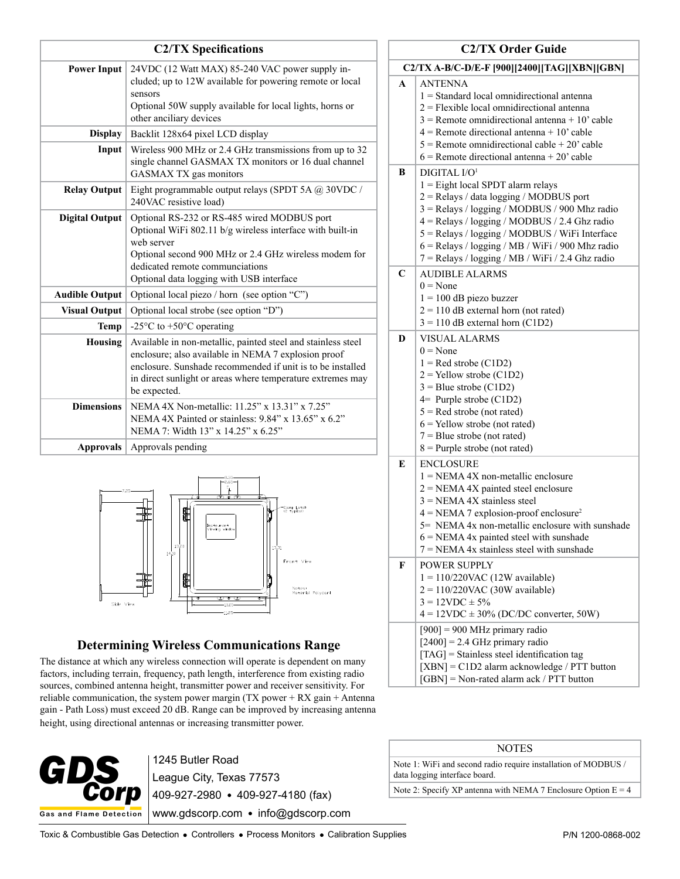## C2/TX Specifications

| | |
|---|---|
| **Power Input** | 24VDC (12 Watt MAX) 85-240 VAC power supply included; up to 12W available for powering remote or local sensors<br>Optional 50W supply available for local lights, horns or other anciliary devices |
| **Display** | Backlit 128x64 pixel LCD display |
| **Input** | Wireless 900 MHz or 2.4 GHz transmissions from up to 32 single channel GASMAX TX monitors or 16 dual channel GASMAX TX gas monitors |
| **Relay Output** | Eight programmable output relays (SPDT 5A @ 30VDC / 240VAC resistive load) |
| **Digital Output** | Optional RS-232 or RS-485 wired MODBUS port<br>Optional WiFi 802.11 b/g wireless interface with built-in web server<br>Optional second 900 MHz or 2.4 GHz wireless modem for dedicated remote communciations<br>Optional data logging with USB interface |
| **Audible Output** | Optional local piezo / horn (see option "C") |
| **Visual Output** | Optional local strobe (see option "D") |
| **Temp** | -25°C to +50°C operating |
| **Housing** | Available in non-metallic, painted steel and stainless steel enclosure; also available in NEMA 7 explosion proof enclosure. Sunshade recommended if unit is to be installed in direct sunlight or areas where temperature extremes may be expected. |
| **Dimensions** | NEMA 4X Non-metallic: 11.25" x 13.31" x 7.25"<br>NEMA 4X Painted or stainless: 9.84" x 13.65" x 6.2"<br>NEMA 7: Width 13" x 14.25" x 6.25" |
| **Approvals** | Approvals pending |

Side View

Front View

Comp Latch (2 typical)

Instrument Viewing window

Material: Polycarb

7.25

13.31

14.10

11.25

## Determining Wireless Communications Range

The distance at which any wireless connection will operate is dependent on many factors, including terrain, frequency, path length, interference from existing radio sources, combined antenna height, transmitter power and receiver sensitivity. For reliable communication, the system power margin (TX power + RX gain + Antenna gain - Path Loss) must exceed 20 dB. Range can be improved by increasing antenna height, using directional antennas or increasing transmitter power.

## C2/TX Order Guide

**C2/TX A-B/C-D/E-F [900][2400][TAG][XBN][GBN]**

| | |
|---|---|
| **A** | ANTENNA<br>1 = Standard local omnidirectional antenna<br>2 = Flexible local omnidirectional antenna<br>3 = Remote omnidirectional antenna + 10' cable<br>4 = Remote directional antenna + 10' cable<br>5 = Remote omnidirectional cable + 20' cable<br>6 = Remote directional antenna + 20' cable |
| **B** | DIGITAL I/O[1]<br>1 = Eight local SPDT alarm relays<br>2 = Relays / data logging / MODBUS port<br>3 = Relays / logging / MODBUS / 900 Mhz radio<br>4 = Relays / logging / MODBUS / 2.4 Ghz radio<br>5 = Relays / logging / MODBUS / WiFi Interface<br>6 = Relays / logging / MB / WiFi / 900 Mhz radio<br>7 = Relays / logging / MB / WiFi / 2.4 Ghz radio |
| **C** | AUDIBLE ALARMS<br>0 = None<br>1 = 100 dB piezo buzzer<br>2 = 110 dB external horn (not rated)<br>3 = 110 dB external horn (C1D2) |
| **D** | VISUAL ALARMS<br>0 = None<br>1 = Red strobe (C1D2)<br>2 = Yellow strobe (C1D2)<br>3 = Blue strobe (C1D2)<br>4= Purple strobe (C1D2)<br>5 = Red strobe (not rated)<br>6 = Yellow strobe (not rated)<br>7 = Blue strobe (not rated)<br>8 = Purple strobe (not rated) |
| **E** | ENCLOSURE<br>1 = NEMA 4X non-metallic enclosure<br>2 = NEMA 4X painted steel enclosure<br>3 = NEMA 4X stainless steel<br>4 = NEMA 7 explosion-proof enclosure[2]<br>5= NEMA 4x non-metallic enclosure with sunshade<br>6 = NEMA 4x painted steel with sunshade<br>7 = NEMA 4x stainless steel with sunshade |
| **F** | POWER SUPPLY<br>1 = 110/220VAC (12W available)<br>2 = 110/220VAC (30W available)<br>3 = 12VDC ± 5%<br>4 = 12VDC ± 30% (DC/DC converter, 50W) |
| | [900] = 900 MHz primary radio<br>[2400] = 2.4 GHz primary radio<br>[TAG] = Stainless steel identification tag<br>[XBN] = C1D2 alarm acknowledge / PTT button<br>[GBN] = Non-rated alarm ack / PTT button |

| NOTES |
|---|
| Note 1: WiFi and second radio require installation of MODBUS / data logging interface board. |
| Note 2: Specify XP antenna with NEMA 7 Enclosure Option E = 4 |

**GDS Corp**
Gas and Flame Detection

1245 Butler Road
League City, Texas 77573
409-927-2980 • 409-927-4180 (fax)
www.gdscorp.com • info@gdscorp.com

Toxic & Combustible Gas Detection • Controllers • Process Monitors • Calibration Supplies

P/N 1200-0868-002